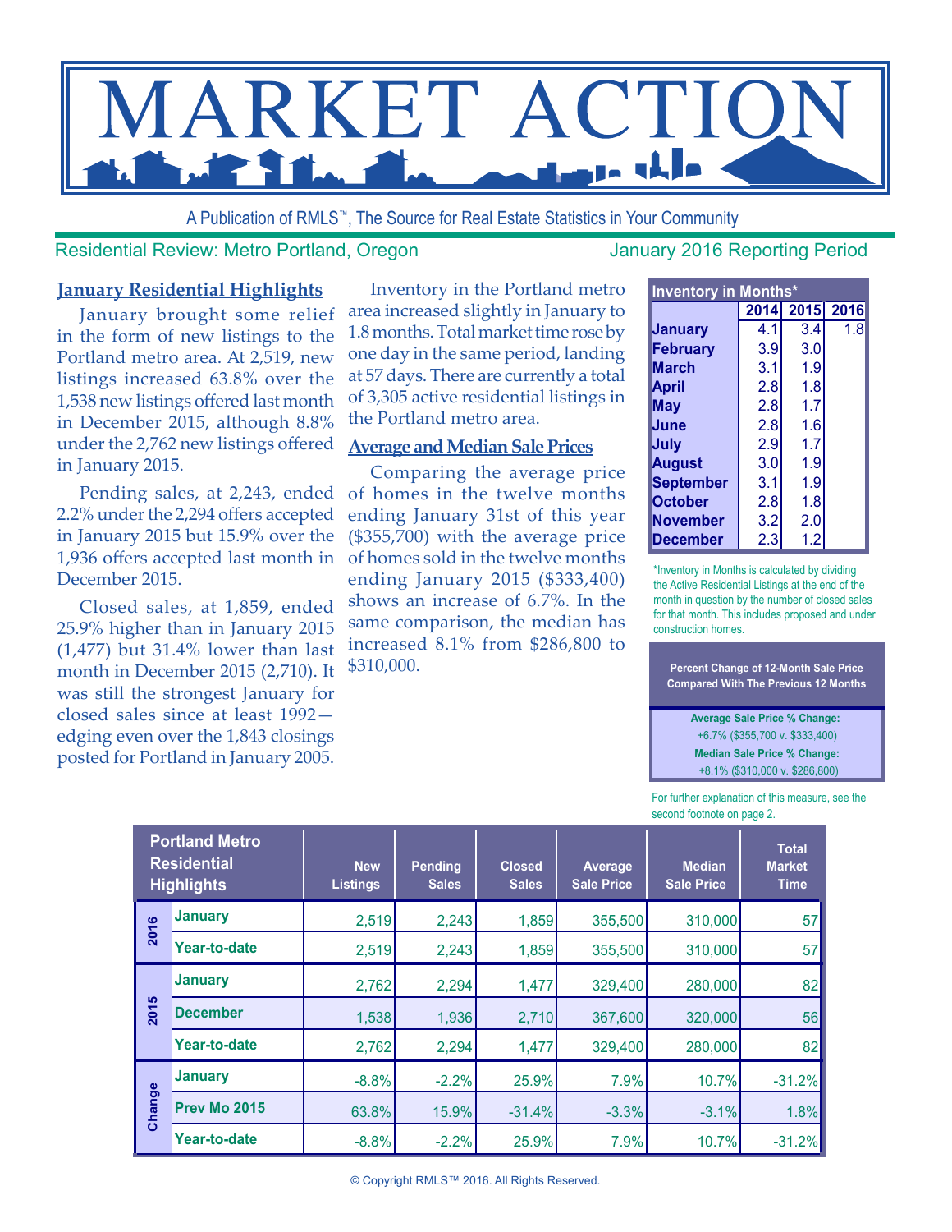# MARKET ACTION

A Publication of RMLS™, The Source for Real Estate Statistics in Your Community

Residential Review: Metro Portland, Oregon

January 2016 Reporting Period

## January Residential Highlights

January brought some relief in the form of new listings to the Portland metro area. At 2,519, new listings increased 63.8% over the 1,538 new listings offered last month in December 2015, although 8.8% under the 2,762 new listings offered in January 2015.

Pending sales, at 2,243, ended 2.2% under the 2,294 offers accepted in January 2015 but 15.9% over the 1,936 offers accepted last month in December 2015.

Closed sales, at 1,859, ended 25.9% higher than in January 2015 (1,477) but 31.4% lower than last month in December 2015 (2,710). It was still the strongest January for closed sales since at least 1992—edging even over the 1,843 closings posted for Portland in January 2005.

Inventory in the Portland metro area increased slightly in January to 1.8 months. Total market time rose by one day in the same period, landing at 57 days. There are currently a total of 3,305 active residential listings in the Portland metro area.

## Average and Median Sale Prices

Comparing the average price of homes in the twelve months ending January 31st of this year ($355,700) with the average price of homes sold in the twelve months ending January 2015 ($333,400) shows an increase of 6.7%. In the same comparison, the median has increased 8.1% from $286,800 to $310,000.

| Inventory in Months* | 2014 | 2015 | 2016 |
|---|---|---|---|
| January | 4.1 | 3.4 | 1.8 |
| February | 3.9 | 3.0 | |
| March | 3.1 | 1.9 | |
| April | 2.8 | 1.8 | |
| May | 2.8 | 1.7 | |
| June | 2.8 | 1.6 | |
| July | 2.9 | 1.7 | |
| August | 3.0 | 1.9 | |
| September | 3.1 | 1.9 | |
| October | 2.8 | 1.8 | |
| November | 3.2 | 2.0 | |
| December | 2.3 | 1.2 | |

*Inventory in Months is calculated by dividing the Active Residential Listings at the end of the month in question by the number of closed sales for that month. This includes proposed and under construction homes.

**Percent Change of 12-Month Sale Price Compared With The Previous 12 Months**

**Average Sale Price % Change:**
+6.7% ($355,700 v. $333,400)

**Median Sale Price % Change:**
+8.1% ($310,000 v. $286,800)

For further explanation of this measure, see the second footnote on page 2.

| Portland Metro Residential Highlights | | New Listings | Pending Sales | Closed Sales | Average Sale Price | Median Sale Price | Total Market Time |
|---|---|---|---|---|---|---|---|
| 2016 | January | 2,519 | 2,243 | 1,859 | 355,500 | 310,000 | 57 |
| | Year-to-date | 2,519 | 2,243 | 1,859 | 355,500 | 310,000 | 57 |
| 2015 | January | 2,762 | 2,294 | 1,477 | 329,400 | 280,000 | 82 |
| | December | 1,538 | 1,936 | 2,710 | 367,600 | 320,000 | 56 |
| | Year-to-date | 2,762 | 2,294 | 1,477 | 329,400 | 280,000 | 82 |
| Change | January | -8.8% | -2.2% | 25.9% | 7.9% | 10.7% | -31.2% |
| | Prev Mo 2015 | 63.8% | 15.9% | -31.4% | -3.3% | -3.1% | 1.8% |
| | Year-to-date | -8.8% | -2.2% | 25.9% | 7.9% | 10.7% | -31.2% |

© Copyright RMLS™ 2016. All Rights Reserved.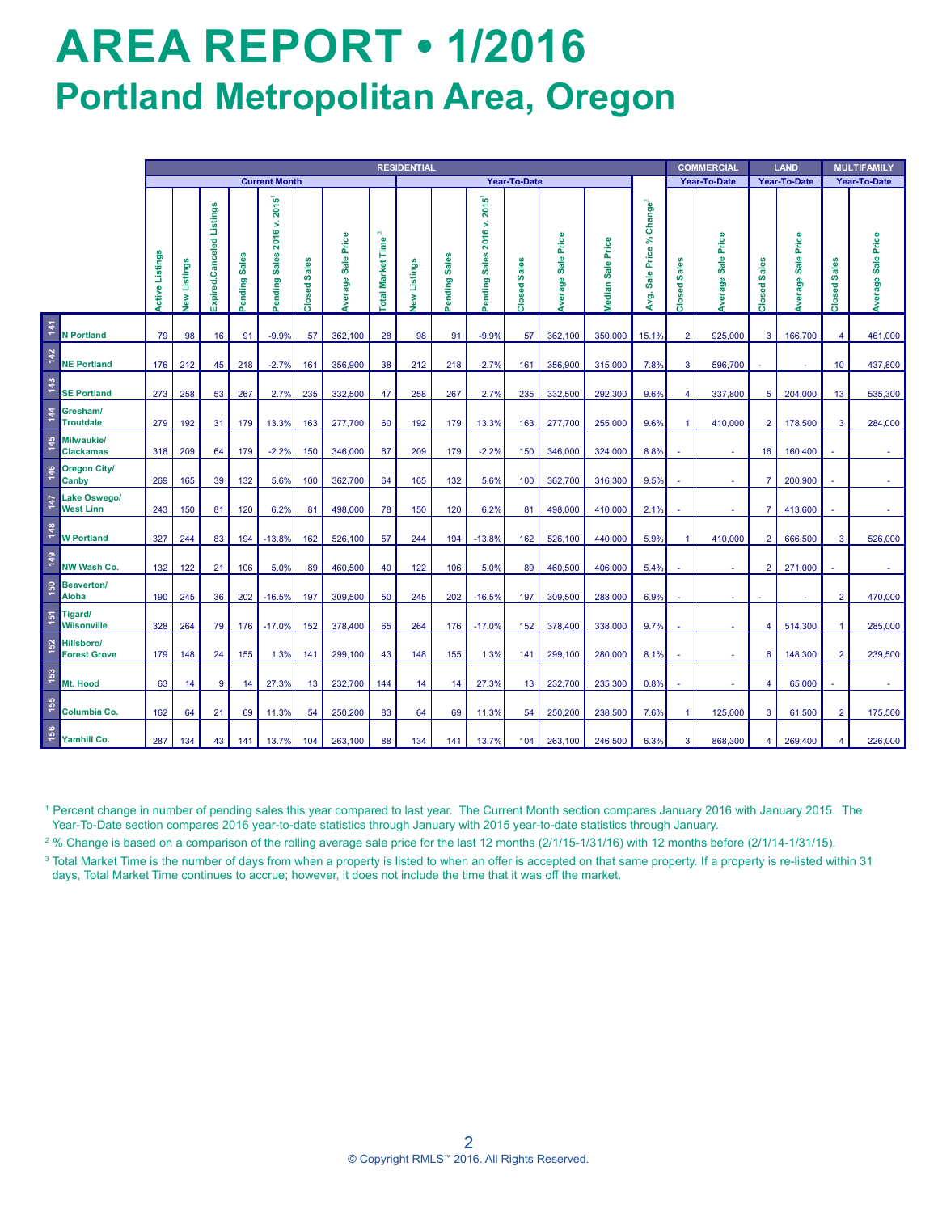# AREA REPORT • 1/2016

## Portland Metropolitan Area, Oregon

| | | RESIDENTIAL | | | | | | | | | | | | | | | COMMERCIAL | | LAND | | MULTIFAMILY | |
|---|---|---|---|---|---|---|---|---|---|---|---|---|---|---|---|---|---|---|---|---|---|---|
| | | Current Month | | | | | | | | Year-To-Date | | | | | | | Year-To-Date | | Year-To-Date | | Year-To-Date | |
| | | Active Listings | New Listings | Expired.Canceled Listings | Pending Sales | Pending Sales 2016 v. 2015[1] | Closed Sales | Average Sale Price | Total Market Time[3] | New Listings | Pending Sales | Pending Sales 2016 v. 2015[1] | Closed Sales | Average Sale Price | Median Sale Price | Avg. Sale Price % Change[2] | Closed Sales | Average Sale Price | Closed Sales | Average Sale Price | Closed Sales | Average Sale Price |
| 141 | N Portland | 79 | 98 | 16 | 91 | -9.9% | 57 | 362,100 | 28 | 98 | 91 | -9.9% | 57 | 362,100 | 350,000 | 15.1% | 2 | 925,000 | 3 | 166,700 | 4 | 461,000 |
| 142 | NE Portland | 176 | 212 | 45 | 218 | -2.7% | 161 | 356,900 | 38 | 212 | 218 | -2.7% | 161 | 356,900 | 315,000 | 7.8% | 3 | 596,700 | - | - | 10 | 437,800 |
| 143 | SE Portland | 273 | 258 | 53 | 267 | 2.7% | 235 | 332,500 | 47 | 258 | 267 | 2.7% | 235 | 332,500 | 292,300 | 9.6% | 4 | 337,800 | 5 | 204,000 | 13 | 535,300 |
| 144 | Gresham/ Troutdale | 279 | 192 | 31 | 179 | 13.3% | 163 | 277,700 | 60 | 192 | 179 | 13.3% | 163 | 277,700 | 255,000 | 9.6% | 1 | 410,000 | 2 | 178,500 | 3 | 284,000 |
| 145 | Milwaukie/ Clackamas | 318 | 209 | 64 | 179 | -2.2% | 150 | 346,000 | 67 | 209 | 179 | -2.2% | 150 | 346,000 | 324,000 | 8.8% | - | - | 16 | 160,400 | - | - |
| 146 | Oregon City/ Canby | 269 | 165 | 39 | 132 | 5.6% | 100 | 362,700 | 64 | 165 | 132 | 5.6% | 100 | 362,700 | 316,300 | 9.5% | - | - | 7 | 200,900 | - | - |
| 147 | Lake Oswego/ West Linn | 243 | 150 | 81 | 120 | 6.2% | 81 | 498,000 | 78 | 150 | 120 | 6.2% | 81 | 498,000 | 410,000 | 2.1% | - | - | 7 | 413,600 | - | - |
| 148 | W Portland | 327 | 244 | 83 | 194 | -13.8% | 162 | 526,100 | 57 | 244 | 194 | -13.8% | 162 | 526,100 | 440,000 | 5.9% | 1 | 410,000 | 2 | 666,500 | 3 | 526,000 |
| 149 | NW Wash Co. | 132 | 122 | 21 | 106 | 5.0% | 89 | 460,500 | 40 | 122 | 106 | 5.0% | 89 | 460,500 | 406,000 | 5.4% | - | - | 2 | 271,000 | - | - |
| 150 | Beaverton/ Aloha | 190 | 245 | 36 | 202 | -16.5% | 197 | 309,500 | 50 | 245 | 202 | -16.5% | 197 | 309,500 | 288,000 | 6.9% | - | - | - | - | 2 | 470,000 |
| 151 | Tigard/ Wilsonville | 328 | 264 | 79 | 176 | -17.0% | 152 | 378,400 | 65 | 264 | 176 | -17.0% | 152 | 378,400 | 338,000 | 9.7% | - | - | 4 | 514,300 | 1 | 285,000 |
| 152 | Hillsboro/ Forest Grove | 179 | 148 | 24 | 155 | 1.3% | 141 | 299,100 | 43 | 148 | 155 | 1.3% | 141 | 299,100 | 280,000 | 8.1% | - | - | 6 | 148,300 | 2 | 239,500 |
| 153 | Mt. Hood | 63 | 14 | 9 | 14 | 27.3% | 13 | 232,700 | 144 | 14 | 14 | 27.3% | 13 | 232,700 | 235,300 | 0.8% | - | - | 4 | 65,000 | - | - |
| 155 | Columbia Co. | 162 | 64 | 21 | 69 | 11.3% | 54 | 250,200 | 83 | 64 | 69 | 11.3% | 54 | 250,200 | 238,500 | 7.6% | 1 | 125,000 | 3 | 61,500 | 2 | 175,500 |
| 156 | Yamhill Co. | 287 | 134 | 43 | 141 | 13.7% | 104 | 263,100 | 88 | 134 | 141 | 13.7% | 104 | 263,100 | 246,500 | 6.3% | 3 | 868,300 | 4 | 269,400 | 4 | 226,000 |

[1] Percent change in number of pending sales this year compared to last year. The Current Month section compares January 2016 with January 2015. The Year-To-Date section compares 2016 year-to-date statistics through January with 2015 year-to-date statistics through January.

[2] % Change is based on a comparison of the rolling average sale price for the last 12 months (2/1/15-1/31/16) with 12 months before (2/1/14-1/31/15).

[3] Total Market Time is the number of days from when a property is listed to when an offer is accepted on that same property. If a property is re-listed within 31 days, Total Market Time continues to accrue; however, it does not include the time that it was off the market.

© Copyright RMLS™ 2016. All Rights Reserved.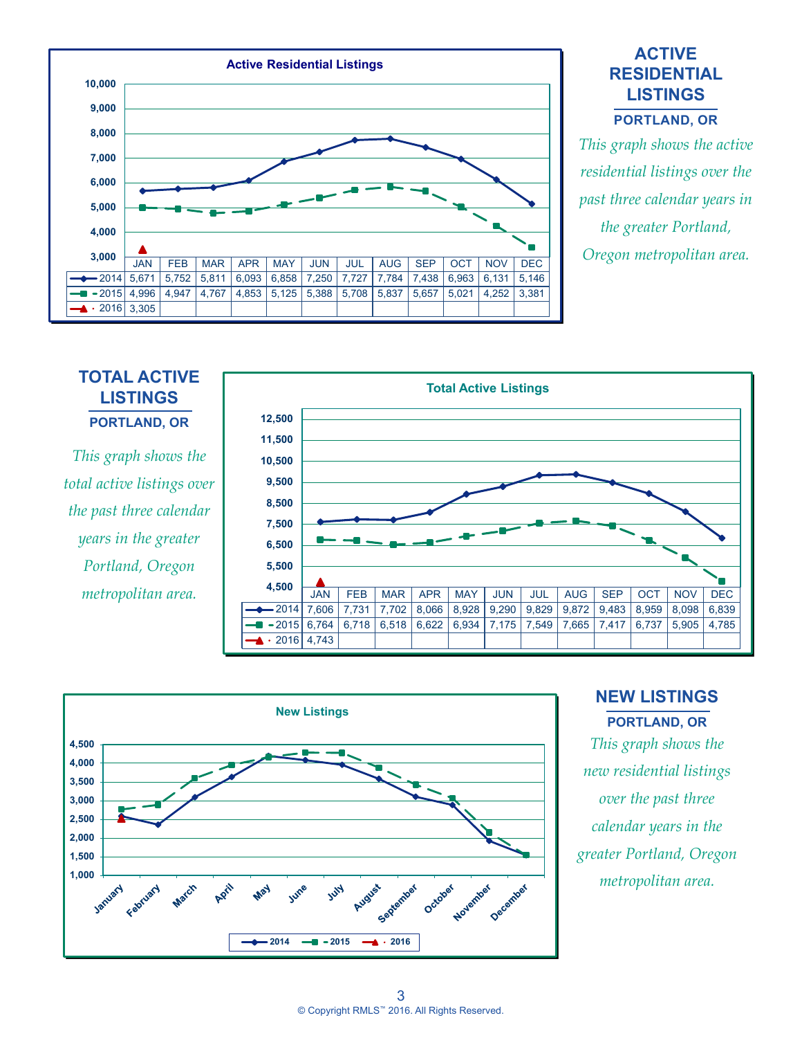## ACTIVE RESIDENTIAL LISTINGS

### PORTLAND, OR

*This graph shows the active residential listings over the past three calendar years in the greater Portland, Oregon metropolitan area.*

**Active Residential Listings**

| | JAN | FEB | MAR | APR | MAY | JUN | JUL | AUG | SEP | OCT | NOV | DEC |
|---|---|---|---|---|---|---|---|---|---|---|---|---|
| 2014 | 5,671 | 5,752 | 5,811 | 6,093 | 6,858 | 7,250 | 7,727 | 7,784 | 7,438 | 6,963 | 6,131 | 5,146 |
| 2015 | 4,996 | 4,947 | 4,767 | 4,853 | 5,125 | 5,388 | 5,708 | 5,837 | 5,657 | 5,021 | 4,252 | 3,381 |
| 2016 | 3,305 | | | | | | | | | | | |

## TOTAL ACTIVE LISTINGS

### PORTLAND, OR

*This graph shows the total active listings over the past three calendar years in the greater Portland, Oregon metropolitan area.*

**Total Active Listings**

| | JAN | FEB | MAR | APR | MAY | JUN | JUL | AUG | SEP | OCT | NOV | DEC |
|---|---|---|---|---|---|---|---|---|---|---|---|---|
| 2014 | 7,606 | 7,731 | 7,702 | 8,066 | 8,928 | 9,290 | 9,829 | 9,872 | 9,483 | 8,959 | 8,098 | 6,839 |
| 2015 | 6,764 | 6,718 | 6,518 | 6,622 | 6,934 | 7,175 | 7,549 | 7,665 | 7,417 | 6,737 | 5,905 | 4,785 |
| 2016 | 4,743 | | | | | | | | | | | |

## NEW LISTINGS

### PORTLAND, OR

*This graph shows the new residential listings over the past three calendar years in the greater Portland, Oregon metropolitan area.*

**New Listings**

(Chart: 2014, 2015, 2016 series by month, January–December)

© Copyright RMLS™ 2016. All Rights Reserved.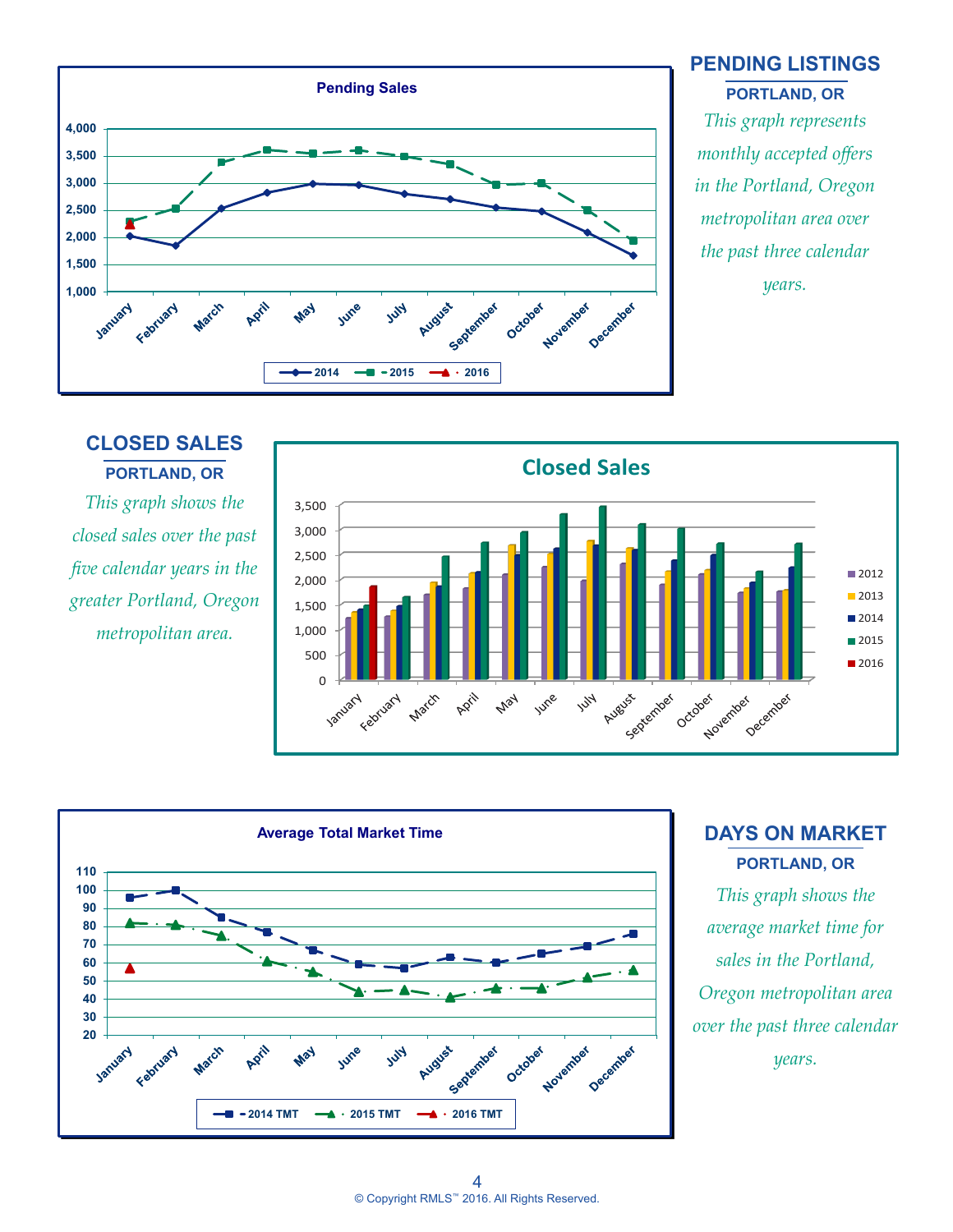## PENDING LISTINGS

### PORTLAND, OR

*This graph represents monthly accepted offers in the Portland, Oregon metropolitan area over the past three calendar years.*

**Pending Sales**

Legend: 2014, 2015, 2016

## CLOSED SALES

### PORTLAND, OR

*This graph shows the closed sales over the past five calendar years in the greater Portland, Oregon metropolitan area.*

**Closed Sales**

Legend: 2012, 2013, 2014, 2015, 2016

## DAYS ON MARKET

### PORTLAND, OR

*This graph shows the average market time for sales in the Portland, Oregon metropolitan area over the past three calendar years.*

**Average Total Market Time**

Legend: 2014 TMT, 2015 TMT, 2016 TMT

© Copyright RMLS™ 2016. All Rights Reserved.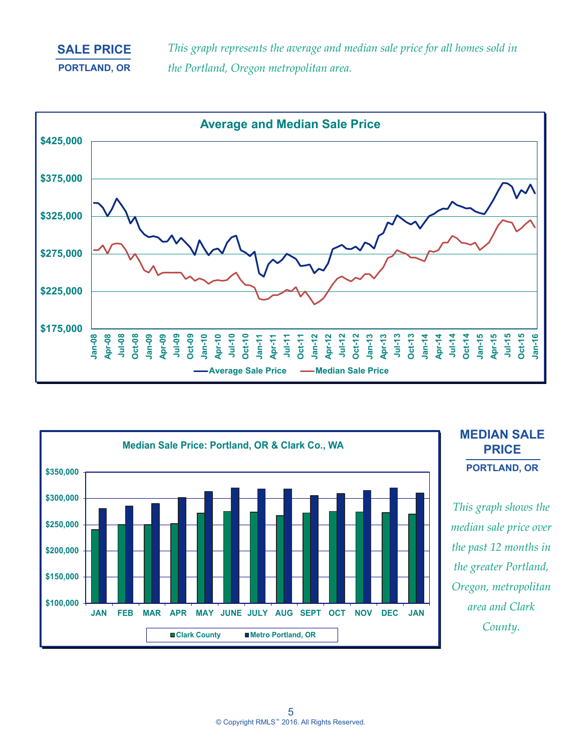## SALE PRICE

**PORTLAND, OR**

*This graph represents the average and median sale price for all homes sold in the Portland, Oregon metropolitan area.*

## MEDIAN SALE PRICE

**PORTLAND, OR**

*This graph shows the median sale price over the past 12 months in the greater Portland, Oregon, metropolitan area and Clark County.*

© Copyright RMLS™ 2016. All Rights Reserved.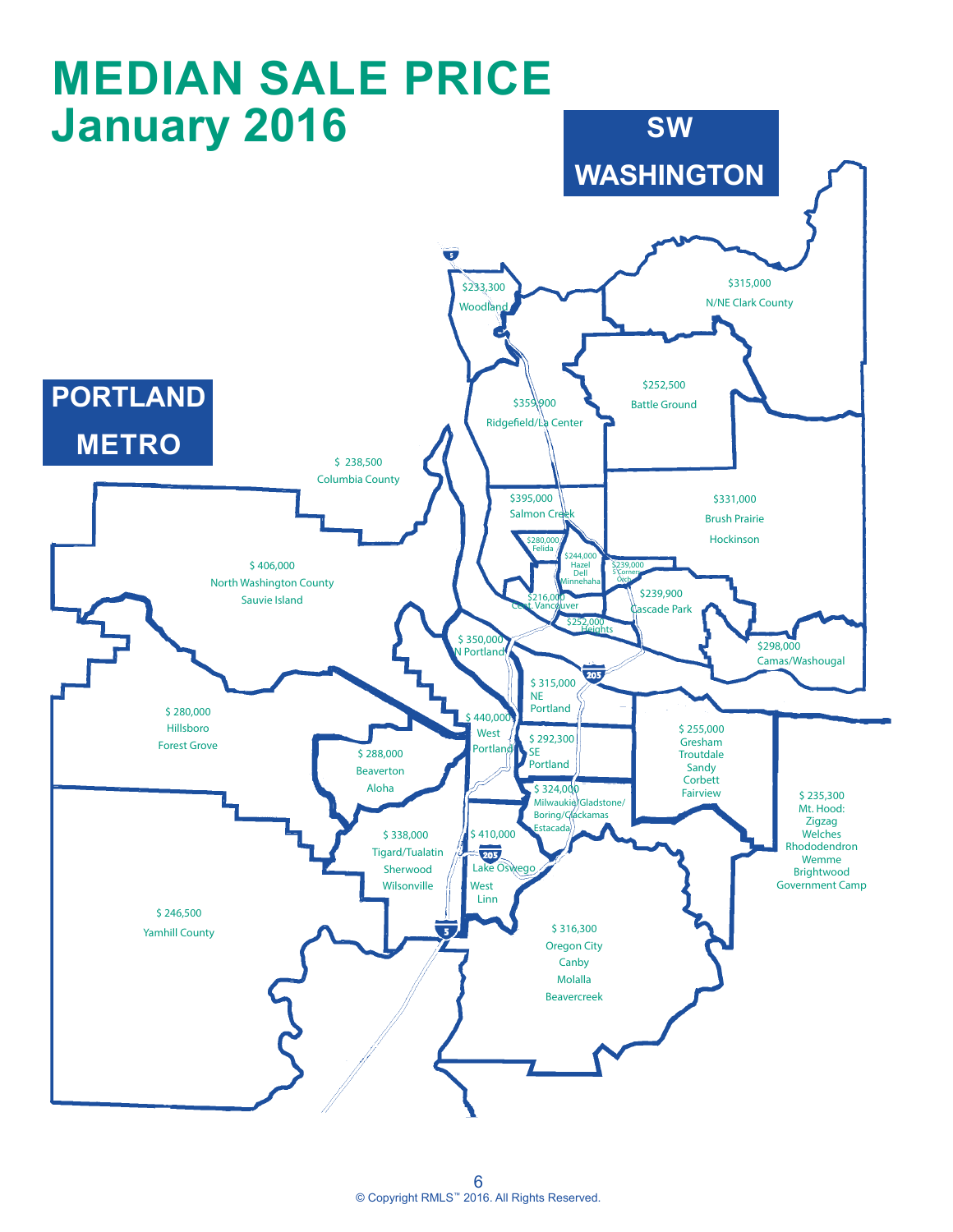# MEDIAN SALE PRICE
## January 2016

## SW WASHINGTON

- $233,300 Woodland
- $315,000 N/NE Clark County
- $252,500 Battle Ground
- $359,900 Ridgefield/La Center
- $395,000 Salmon Creek
- $331,000 Brush Prairie Hockinson
- $280,000 Felida
- $244,000 Hazel Dell Minnehaha
- $239,000 5 Corners Orch.
- $216,000 Cent. Vancouver
- $239,900 Cascade Park
- $252,000 Heights
- $298,000 Camas/Washougal

## PORTLAND METRO

- $ 238,500 Columbia County
- $ 406,000 North Washington County Sauvie Island
- $ 350,000 N Portland
- $ 315,000 NE Portland
- $ 280,000 Hillsboro Forest Grove
- $ 440,000 West Portland
- $ 292,300 SE Portland
- $ 255,000 Gresham Troutdale Sandy Corbett Fairview
- $ 288,000 Beaverton Aloha
- $ 324,000 Milwaukie/Gladstone/ Boring/Clackamas Estacada
- $ 235,300 Mt. Hood: Zigzag Welches Rhododendron Wemme Brightwood Government Camp
- $ 338,000 Tigard/Tualatin Sherwood Wilsonville
- $ 410,000 Lake Oswego West Linn
- $ 246,500 Yamhill County
- $ 316,300 Oregon City Canby Molalla Beavercreek

© Copyright RMLS™ 2016. All Rights Reserved.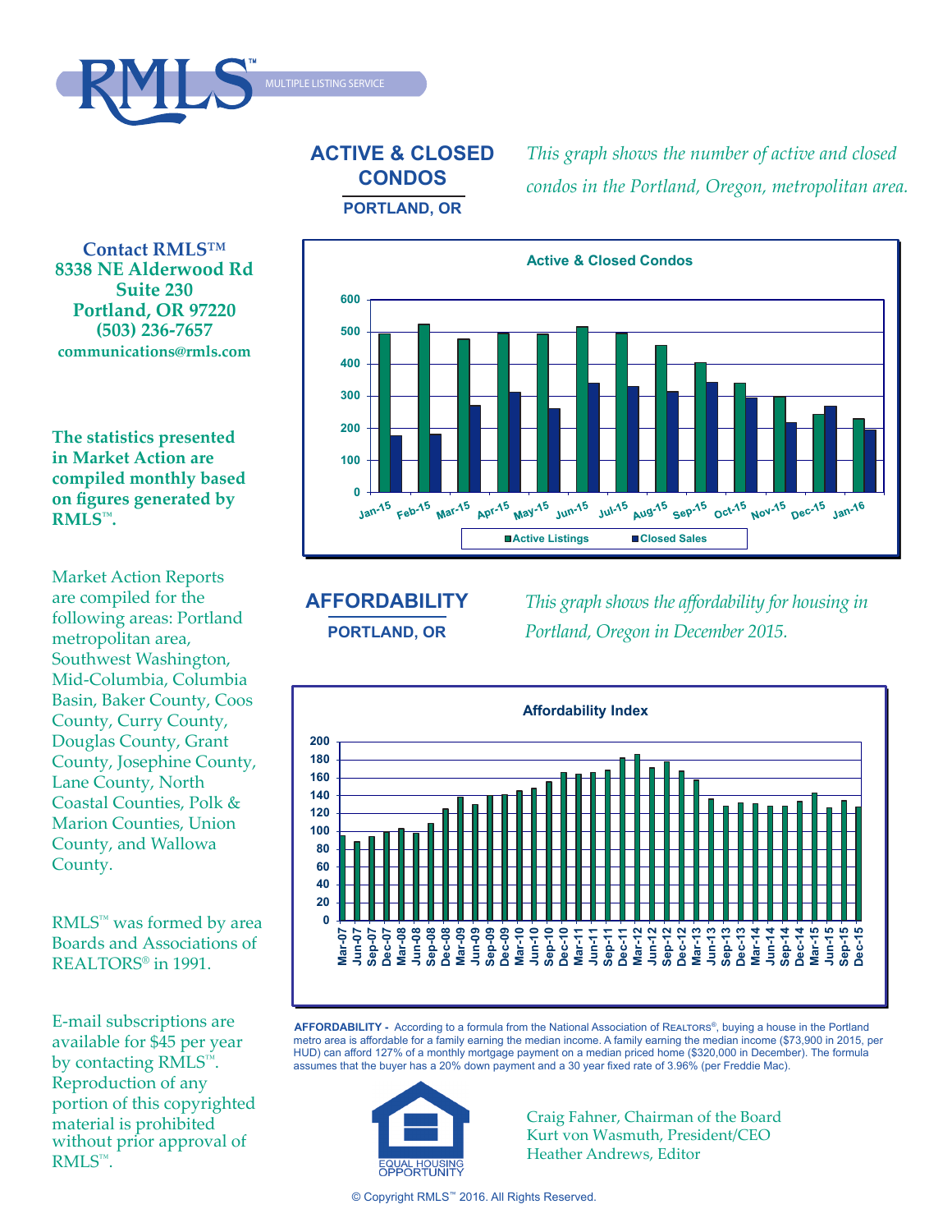RMLS™ MULTIPLE LISTING SERVICE

## ACTIVE & CLOSED CONDOS

**PORTLAND, OR**

*This graph shows the number of active and closed condos in the Portland, Oregon, metropolitan area.*

Active & Closed Condos

600
500
400
300
200
100
0

Jan-15 Feb-15 Mar-15 Apr-15 May-15 Jun-15 Jul-15 Aug-15 Sep-15 Oct-15 Nov-15 Dec-15 Jan-16

Active Listings
Closed Sales

**Contact RMLS™**
**8338 NE Alderwood Rd**
**Suite 230**
**Portland, OR 97220**
**(503) 236-7657**
**communications@rmls.com**

**The statistics presented in Market Action are compiled monthly based on figures generated by RMLS™.**

Market Action Reports are compiled for the following areas: Portland metropolitan area, Southwest Washington, Mid-Columbia, Columbia Basin, Baker County, Coos County, Curry County, Douglas County, Grant County, Josephine County, Lane County, North Coastal Counties, Polk & Marion Counties, Union County, and Wallowa County.

RMLS™ was formed by area Boards and Associations of REALTORS® in 1991.

E-mail subscriptions are available for $45 per year by contacting RMLS™. Reproduction of any portion of this copyrighted material is prohibited without prior approval of RMLS™.

## AFFORDABILITY

**PORTLAND, OR**

*This graph shows the affordability for housing in Portland, Oregon in December 2015.*

Affordability Index

200
180
160
140
120
100
80
60
40
20
0

Mar-07 Jun-07 Sep-07 Dec-07 Mar-08 Jun-08 Sep-08 Dec-08 Mar-09 Jun-09 Sep-09 Dec-09 Mar-10 Jun-10 Sep-10 Dec-10 Mar-11 Jun-11 Sep-11 Dec-11 Mar-12 Jun-12 Sep-12 Dec-12 Mar-13 Jun-13 Sep-13 Dec-13 Mar-14 Jun-14 Sep-14 Dec-14 Mar-15 Jun-15 Sep-15 Dec-15

**AFFORDABILITY -** According to a formula from the National Association of REALTORS®, buying a house in the Portland metro area is affordable for a family earning the median income. A family earning the median income ($73,900 in 2015, per HUD) can afford 127% of a monthly mortgage payment on a median priced home ($320,000 in December). The formula assumes that the buyer has a 20% down payment and a 30 year fixed rate of 3.96% (per Freddie Mac).

EQUAL HOUSING OPPORTUNITY

Craig Fahner, Chairman of the Board
Kurt von Wasmuth, President/CEO
Heather Andrews, Editor

© Copyright RMLS™ 2016. All Rights Reserved.